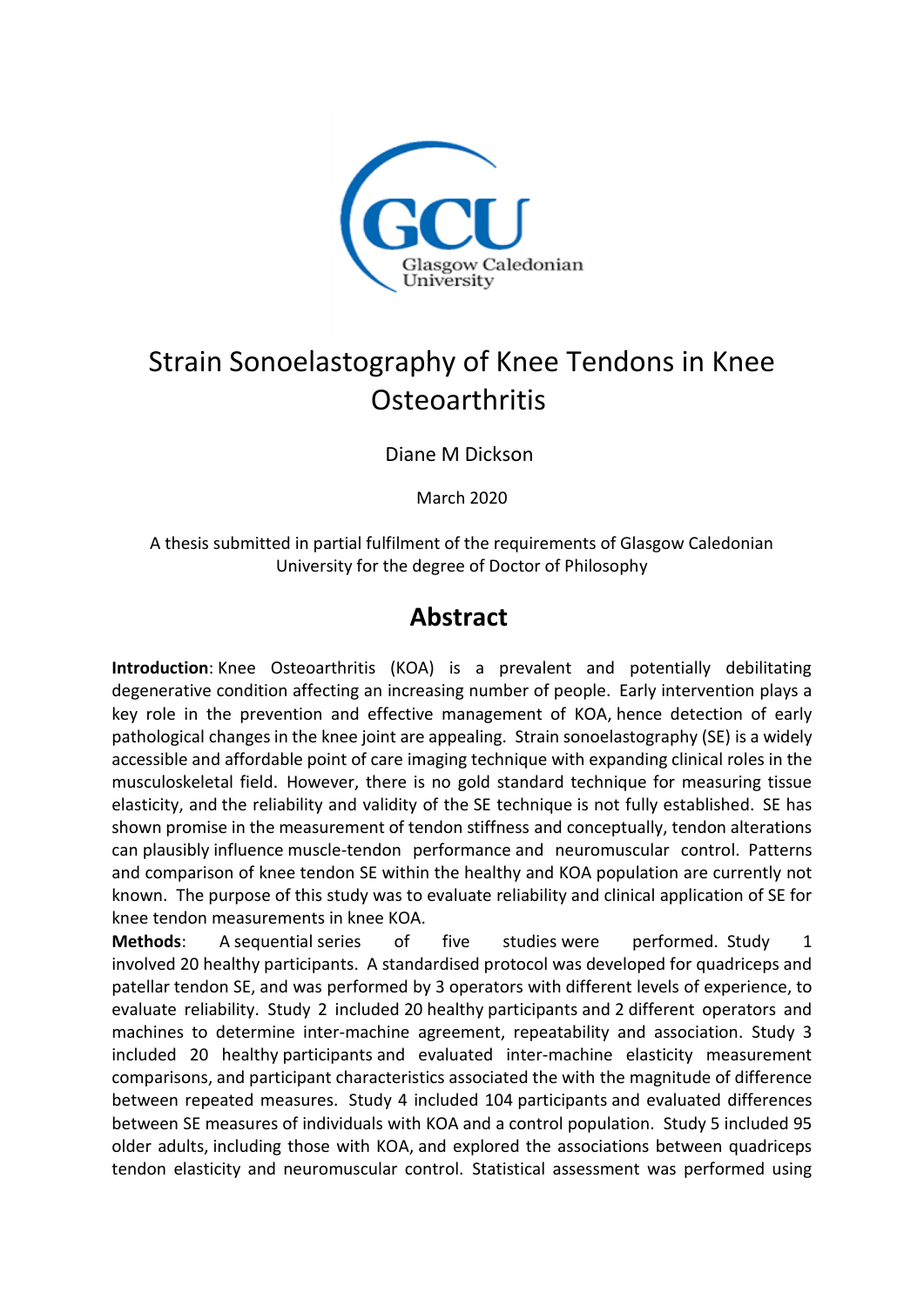# Strain Sonoelastography of Knee Tendons in Knee Osteoarthritis

Diane M Dickson

March 2020

A thesis submitted in partial fulfilment of the requirements of Glasgow Caledonian University for the degree of Doctor of Philosophy

## Abstract

**Introduction**: Knee Osteoarthritis (KOA) is a prevalent and potentially debilitating degenerative condition affecting an increasing number of people. Early intervention plays a key role in the prevention and effective management of KOA, hence detection of early pathological changes in the knee joint are appealing. Strain sonoelastography (SE) is a widely accessible and affordable point of care imaging technique with expanding clinical roles in the musculoskeletal field. However, there is no gold standard technique for measuring tissue elasticity, and the reliability and validity of the SE technique is not fully established. SE has shown promise in the measurement of tendon stiffness and conceptually, tendon alterations can plausibly influence muscle-tendon performance and neuromuscular control. Patterns and comparison of knee tendon SE within the healthy and KOA population are currently not known. The purpose of this study was to evaluate reliability and clinical application of SE for knee tendon measurements in knee KOA.

**Methods**: A sequential series of five studies were performed. Study 1 involved 20 healthy participants. A standardised protocol was developed for quadriceps and patellar tendon SE, and was performed by 3 operators with different levels of experience, to evaluate reliability. Study 2 included 20 healthy participants and 2 different operators and machines to determine inter-machine agreement, repeatability and association. Study 3 included 20 healthy participants and evaluated inter-machine elasticity measurement comparisons, and participant characteristics associated the with the magnitude of difference between repeated measures. Study 4 included 104 participants and evaluated differences between SE measures of individuals with KOA and a control population. Study 5 included 95 older adults, including those with KOA, and explored the associations between quadriceps tendon elasticity and neuromuscular control. Statistical assessment was performed using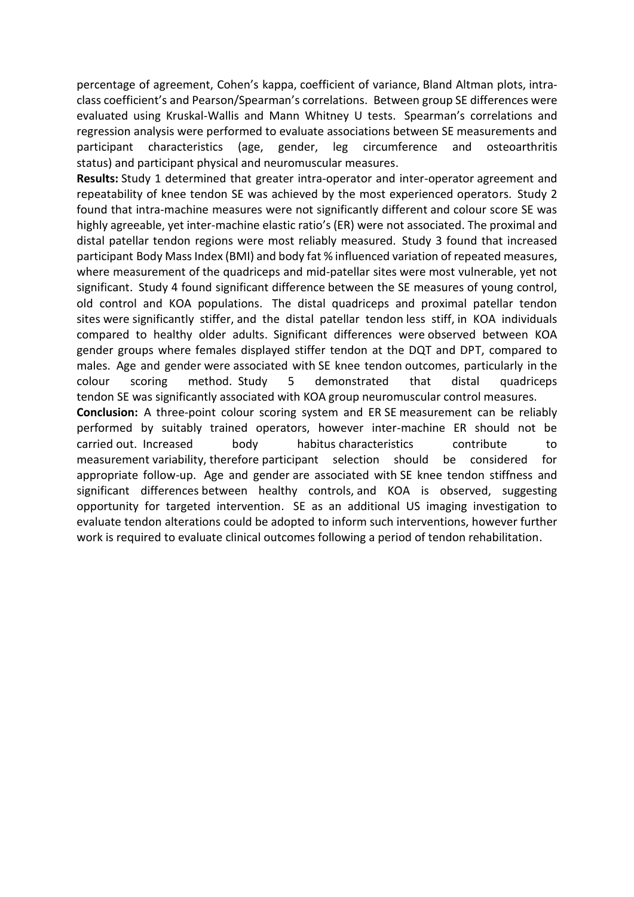percentage of agreement, Cohen's kappa, coefficient of variance, Bland Altman plots, intra-class coefficient's and Pearson/Spearman's correlations. Between group SE differences were evaluated using Kruskal-Wallis and Mann Whitney U tests. Spearman's correlations and regression analysis were performed to evaluate associations between SE measurements and participant characteristics (age, gender, leg circumference and osteoarthritis status) and participant physical and neuromuscular measures.

**Results:** Study 1 determined that greater intra-operator and inter-operator agreement and repeatability of knee tendon SE was achieved by the most experienced operators. Study 2 found that intra-machine measures were not significantly different and colour score SE was highly agreeable, yet inter-machine elastic ratio's (ER) were not associated. The proximal and distal patellar tendon regions were most reliably measured. Study 3 found that increased participant Body Mass Index (BMI) and body fat % influenced variation of repeated measures, where measurement of the quadriceps and mid-patellar sites were most vulnerable, yet not significant. Study 4 found significant difference between the SE measures of young control, old control and KOA populations. The distal quadriceps and proximal patellar tendon sites were significantly stiffer, and the distal patellar tendon less stiff, in KOA individuals compared to healthy older adults. Significant differences were observed between KOA gender groups where females displayed stiffer tendon at the DQT and DPT, compared to males. Age and gender were associated with SE knee tendon outcomes, particularly in the colour scoring method. Study 5 demonstrated that distal quadriceps tendon SE was significantly associated with KOA group neuromuscular control measures.

**Conclusion:** A three-point colour scoring system and ER SE measurement can be reliably performed by suitably trained operators, however inter-machine ER should not be carried out. Increased body habitus characteristics contribute to measurement variability, therefore participant selection should be considered for appropriate follow-up. Age and gender are associated with SE knee tendon stiffness and significant differences between healthy controls, and KOA is observed, suggesting opportunity for targeted intervention. SE as an additional US imaging investigation to evaluate tendon alterations could be adopted to inform such interventions, however further work is required to evaluate clinical outcomes following a period of tendon rehabilitation.